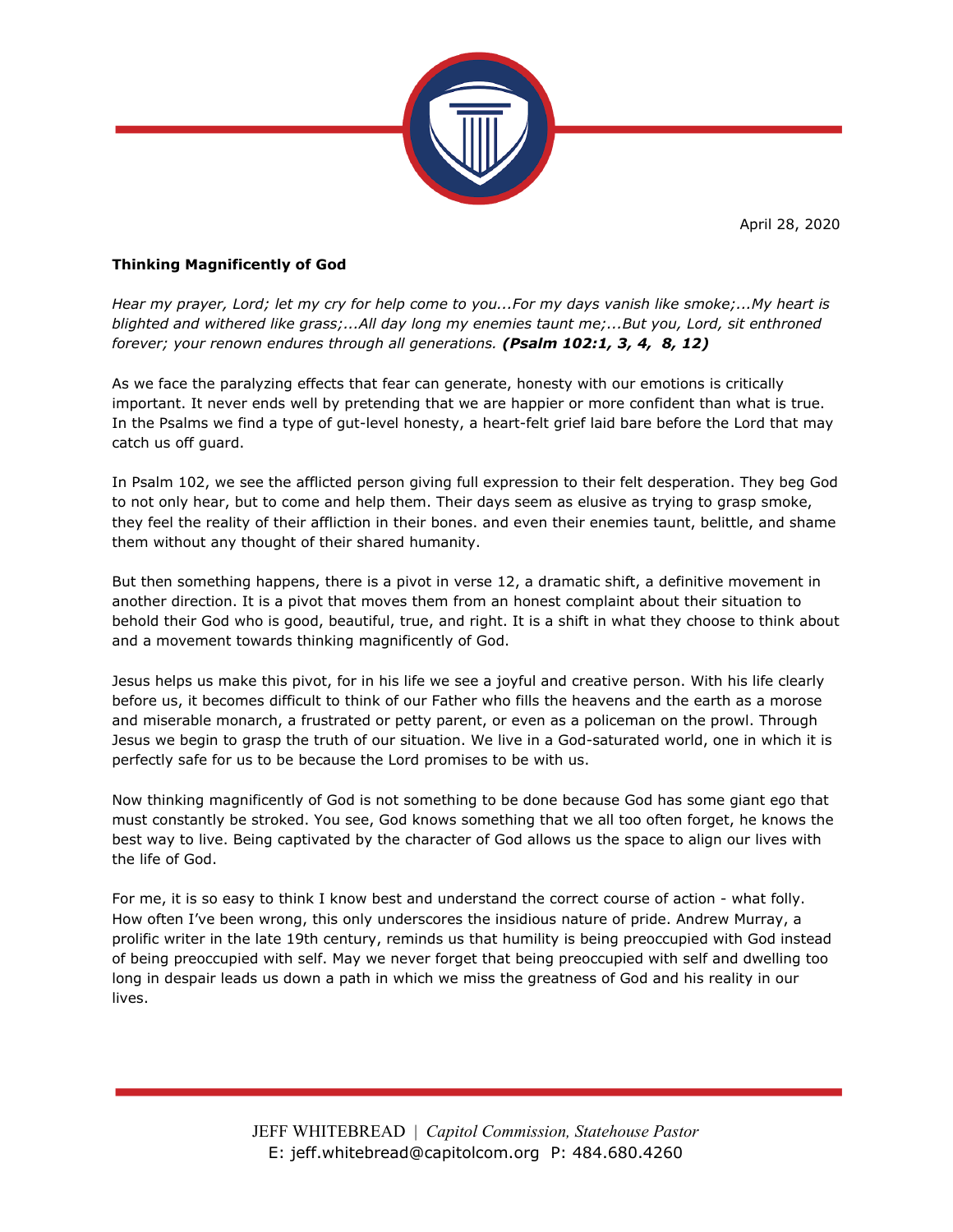April 28, 2020

**Thinking Magnificently of God**

*Hear my prayer, Lord; let my cry for help come to you...For my days vanish like smoke;...My heart is blighted and withered like grass;...All day long my enemies taunt me;...But you, Lord, sit enthroned forever; your renown endures through all generations.* ***(Psalm 102:1, 3, 4, 8, 12)***

As we face the paralyzing effects that fear can generate, honesty with our emotions is critically important. It never ends well by pretending that we are happier or more confident than what is true. In the Psalms we find a type of gut-level honesty, a heart-felt grief laid bare before the Lord that may catch us off guard.

In Psalm 102, we see the afflicted person giving full expression to their felt desperation. They beg God to not only hear, but to come and help them. Their days seem as elusive as trying to grasp smoke, they feel the reality of their affliction in their bones. and even their enemies taunt, belittle, and shame them without any thought of their shared humanity.

But then something happens, there is a pivot in verse 12, a dramatic shift, a definitive movement in another direction. It is a pivot that moves them from an honest complaint about their situation to behold their God who is good, beautiful, true, and right. It is a shift in what they choose to think about and a movement towards thinking magnificently of God.

Jesus helps us make this pivot, for in his life we see a joyful and creative person. With his life clearly before us, it becomes difficult to think of our Father who fills the heavens and the earth as a morose and miserable monarch, a frustrated or petty parent, or even as a policeman on the prowl. Through Jesus we begin to grasp the truth of our situation. We live in a God-saturated world, one in which it is perfectly safe for us to be because the Lord promises to be with us.

Now thinking magnificently of God is not something to be done because God has some giant ego that must constantly be stroked. You see, God knows something that we all too often forget, he knows the best way to live. Being captivated by the character of God allows us the space to align our lives with the life of God.

For me, it is so easy to think I know best and understand the correct course of action - what folly. How often I've been wrong, this only underscores the insidious nature of pride. Andrew Murray, a prolific writer in the late 19th century, reminds us that humility is being preoccupied with God instead of being preoccupied with self. May we never forget that being preoccupied with self and dwelling too long in despair leads us down a path in which we miss the greatness of God and his reality in our lives.

JEFF WHITEBREAD | *Capitol Commission, Statehouse Pastor*
E: jeff.whitebread@capitolcom.org P: 484.680.4260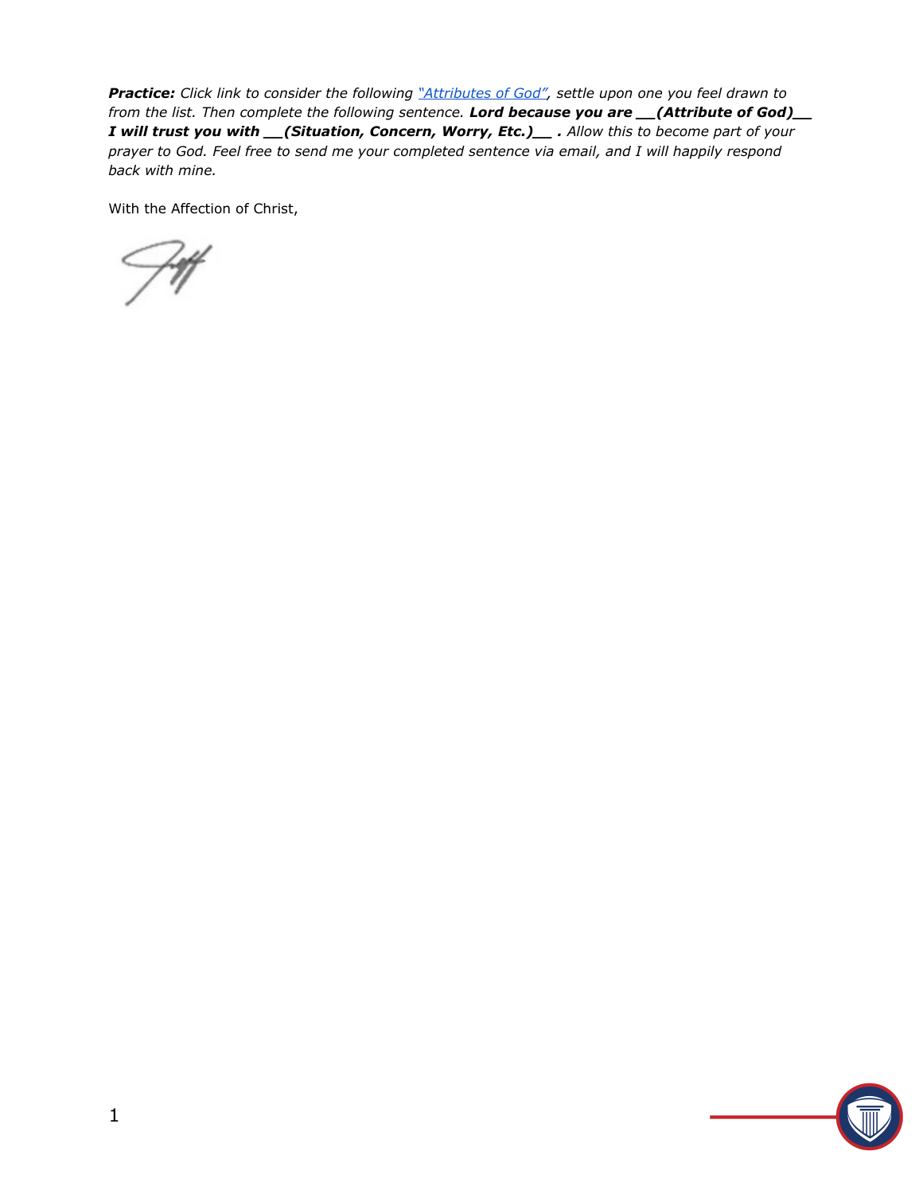***Practice:*** *Click link to consider the following [“Attributes of God”](), settle upon one you feel drawn to from the list. Then complete the following sentence.* ***Lord because you are __(Attribute of God)__ I will trust you with __(Situation, Concern, Worry, Etc.)__ .*** *Allow this to become part of your prayer to God. Feel free to send me your completed sentence via email, and I will happily respond back with mine.*

With the Affection of Christ,